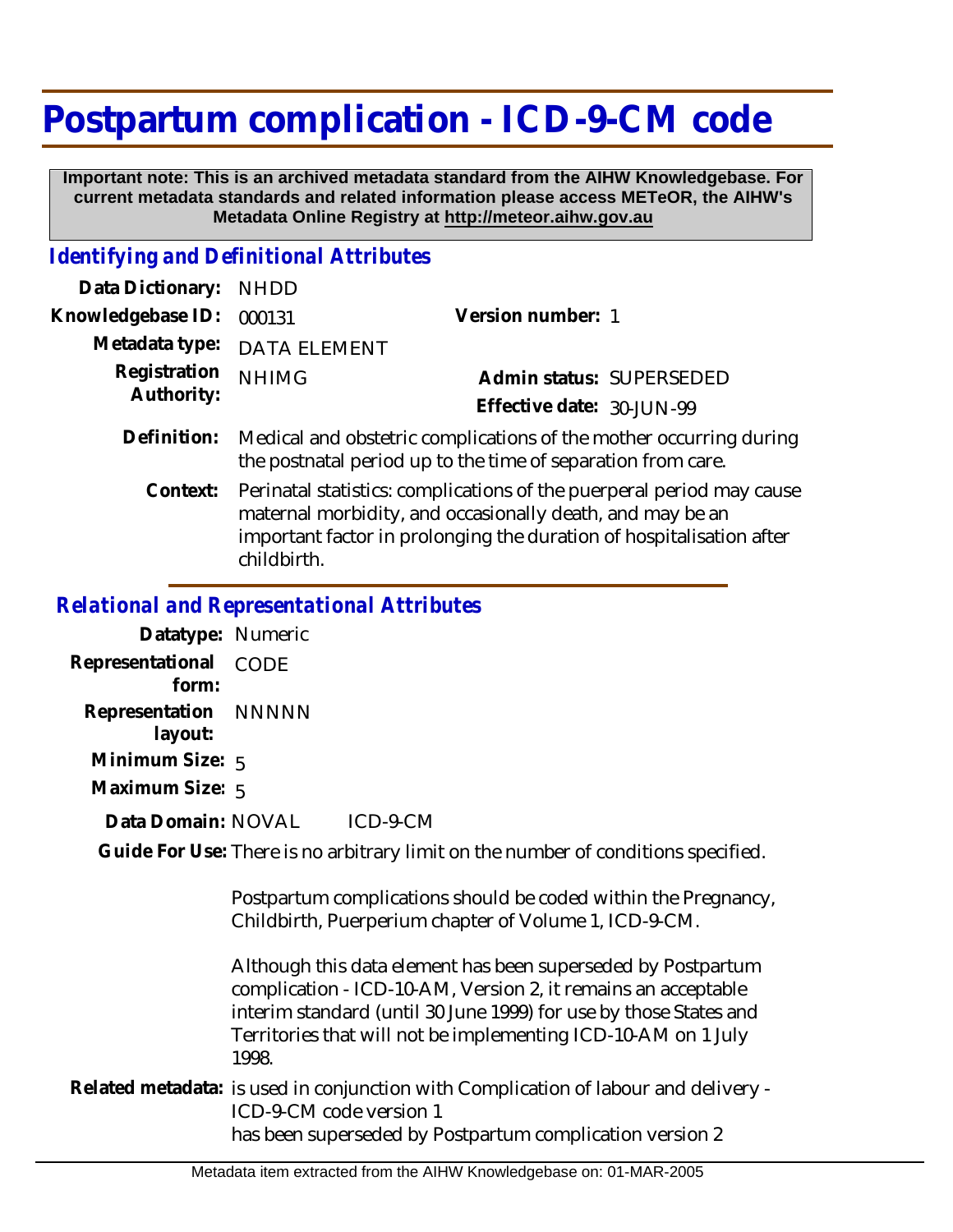# Postpartum complication - ICD-9-CM code

**Important note: This is an archived metadata standard from the AIHW Knowledgebase. For current metadata standards and related information please access METeOR, the AIHW's Metadata Online Registry at http://meteor.aihw.gov.au**

## *Identifying and Definitional Attributes*

| | | | |
|---|---|---|---|
| **Data Dictionary:** | NHDD | | |
| **Knowledgebase ID:** | 000131 | **Version number:** | 1 |
| **Metadata type:** | DATA ELEMENT | | |
| **Registration Authority:** | NHIMG | **Admin status:** | SUPERSEDED |
| | | **Effective date:** | 30-JUN-99 |

**Definition:** Medical and obstetric complications of the mother occurring during the postnatal period up to the time of separation from care.

**Context:** Perinatal statistics: complications of the puerperal period may cause maternal morbidity, and occasionally death, and may be an important factor in prolonging the duration of hospitalisation after childbirth.

## *Relational and Representational Attributes*

**Datatype:** Numeric

**Representational form:** CODE

**Representation layout:** NNNNN

**Minimum Size:** 5

**Maximum Size:** 5

**Data Domain:** NOVAL ICD-9-CM

**Guide For Use:** There is no arbitrary limit on the number of conditions specified.

Postpartum complications should be coded within the Pregnancy, Childbirth, Puerperium chapter of Volume 1, ICD-9-CM.

Although this data element has been superseded by Postpartum complication - ICD-10-AM, Version 2, it remains an acceptable interim standard (until 30 June 1999) for use by those States and Territories that will not be implementing ICD-10-AM on 1 July 1998.

**Related metadata:** is used in conjunction with Complication of labour and delivery - ICD-9-CM code version 1
has been superseded by Postpartum complication version 2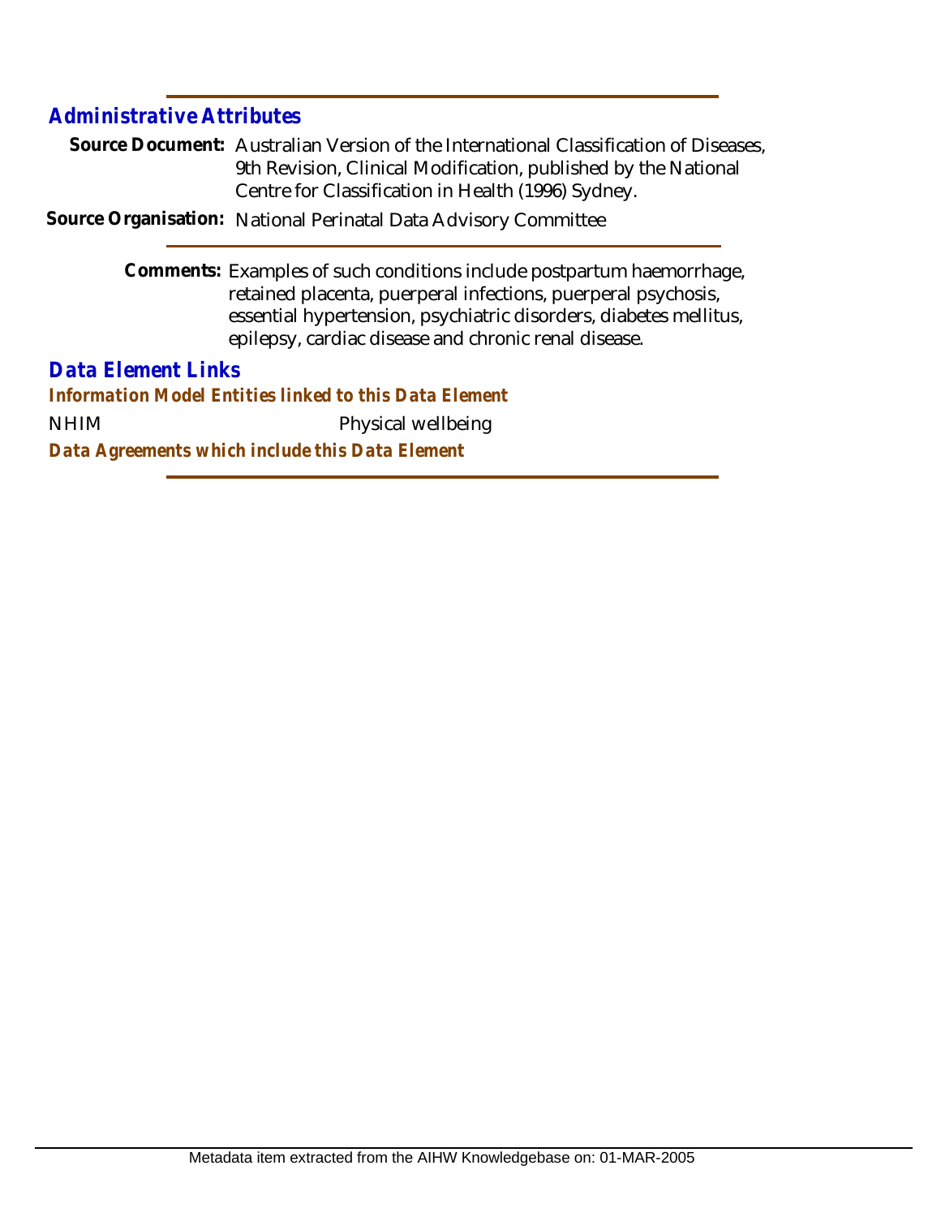## Administrative Attributes

**Source Document:** Australian Version of the International Classification of Diseases, 9th Revision, Clinical Modification, published by the National Centre for Classification in Health (1996) Sydney.

**Source Organisation:** National Perinatal Data Advisory Committee

**Comments:** Examples of such conditions include postpartum haemorrhage, retained placenta, puerperal infections, puerperal psychosis, essential hypertension, psychiatric disorders, diabetes mellitus, epilepsy, cardiac disease and chronic renal disease.

## Data Element Links

### Information Model Entities linked to this Data Element

| | |
|---|---|
| NHIM | Physical wellbeing |

### Data Agreements which include this Data Element